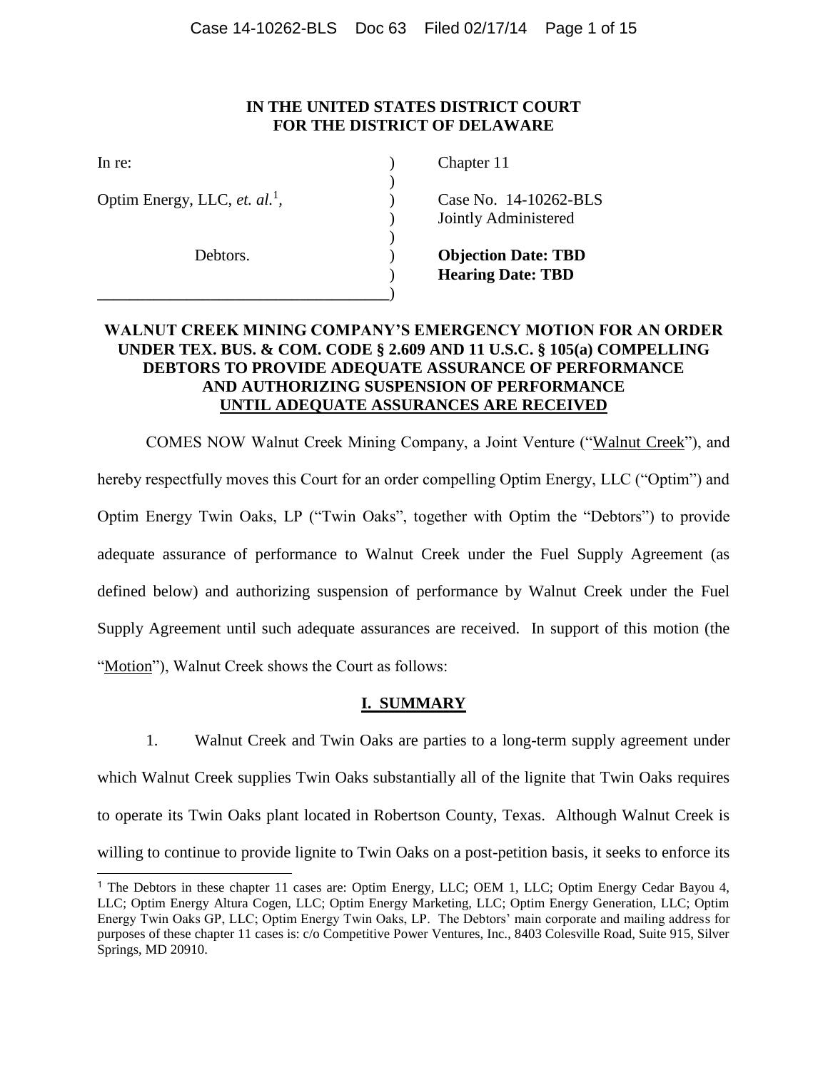**IN THE UNITED STATES DISTRICT COURT**
**FOR THE DISTRICT OF DELAWARE**

| | | |
|---|---|---|
| In re: | ) | Chapter 11 |
| | ) | |
| Optim Energy, LLC, *et. al.*[1], | ) | Case No. 14-10262-BLS |
| | ) | Jointly Administered |
| | ) | |
| Debtors. | ) | **Objection Date: TBD** |
| | ) | **Hearing Date: TBD** |

**WALNUT CREEK MINING COMPANY'S EMERGENCY MOTION FOR AN ORDER UNDER TEX. BUS. & COM. CODE § 2.609 AND 11 U.S.C. § 105(a) COMPELLING DEBTORS TO PROVIDE ADEQUATE ASSURANCE OF PERFORMANCE AND AUTHORIZING SUSPENSION OF PERFORMANCE UNTIL ADEQUATE ASSURANCES ARE RECEIVED**

COMES NOW Walnut Creek Mining Company, a Joint Venture ("Walnut Creek"), and hereby respectfully moves this Court for an order compelling Optim Energy, LLC ("Optim") and Optim Energy Twin Oaks, LP ("Twin Oaks", together with Optim the "Debtors") to provide adequate assurance of performance to Walnut Creek under the Fuel Supply Agreement (as defined below) and authorizing suspension of performance by Walnut Creek under the Fuel Supply Agreement until such adequate assurances are received. In support of this motion (the "Motion"), Walnut Creek shows the Court as follows:

## I. SUMMARY

1. Walnut Creek and Twin Oaks are parties to a long-term supply agreement under which Walnut Creek supplies Twin Oaks substantially all of the lignite that Twin Oaks requires to operate its Twin Oaks plant located in Robertson County, Texas. Although Walnut Creek is willing to continue to provide lignite to Twin Oaks on a post-petition basis, it seeks to enforce its

[1] The Debtors in these chapter 11 cases are: Optim Energy, LLC; OEM 1, LLC; Optim Energy Cedar Bayou 4, LLC; Optim Energy Altura Cogen, LLC; Optim Energy Marketing, LLC; Optim Energy Generation, LLC; Optim Energy Twin Oaks GP, LLC; Optim Energy Twin Oaks, LP. The Debtors' main corporate and mailing address for purposes of these chapter 11 cases is: c/o Competitive Power Ventures, Inc., 8403 Colesville Road, Suite 915, Silver Springs, MD 20910.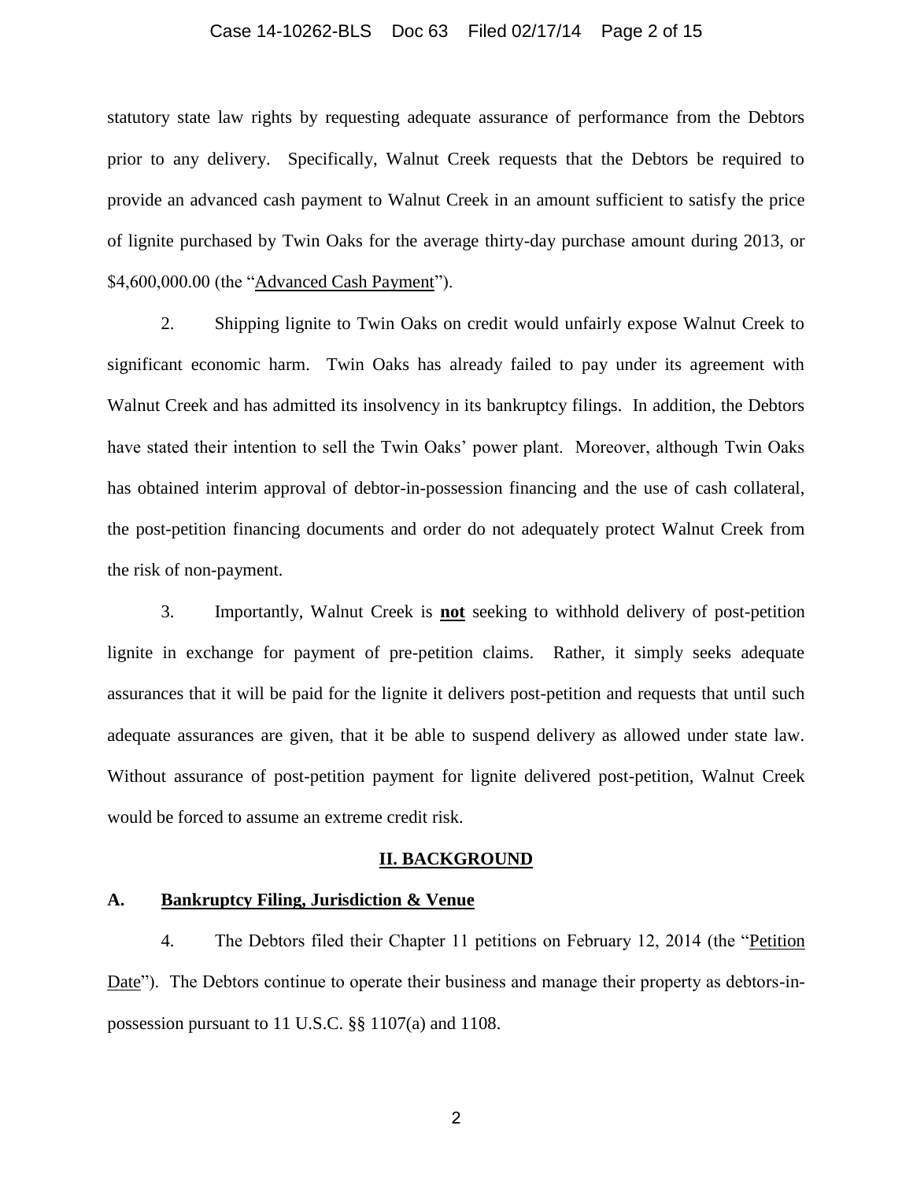statutory state law rights by requesting adequate assurance of performance from the Debtors prior to any delivery. Specifically, Walnut Creek requests that the Debtors be required to provide an advanced cash payment to Walnut Creek in an amount sufficient to satisfy the price of lignite purchased by Twin Oaks for the average thirty-day purchase amount during 2013, or $4,600,000.00 (the "Advanced Cash Payment").

2. Shipping lignite to Twin Oaks on credit would unfairly expose Walnut Creek to significant economic harm. Twin Oaks has already failed to pay under its agreement with Walnut Creek and has admitted its insolvency in its bankruptcy filings. In addition, the Debtors have stated their intention to sell the Twin Oaks' power plant. Moreover, although Twin Oaks has obtained interim approval of debtor-in-possession financing and the use of cash collateral, the post-petition financing documents and order do not adequately protect Walnut Creek from the risk of non-payment.

3. Importantly, Walnut Creek is **not** seeking to withhold delivery of post-petition lignite in exchange for payment of pre-petition claims. Rather, it simply seeks adequate assurances that it will be paid for the lignite it delivers post-petition and requests that until such adequate assurances are given, that it be able to suspend delivery as allowed under state law. Without assurance of post-petition payment for lignite delivered post-petition, Walnut Creek would be forced to assume an extreme credit risk.

## II. BACKGROUND

### A. Bankruptcy Filing, Jurisdiction & Venue

4. The Debtors filed their Chapter 11 petitions on February 12, 2014 (the "Petition Date"). The Debtors continue to operate their business and manage their property as debtors-in-possession pursuant to 11 U.S.C. §§ 1107(a) and 1108.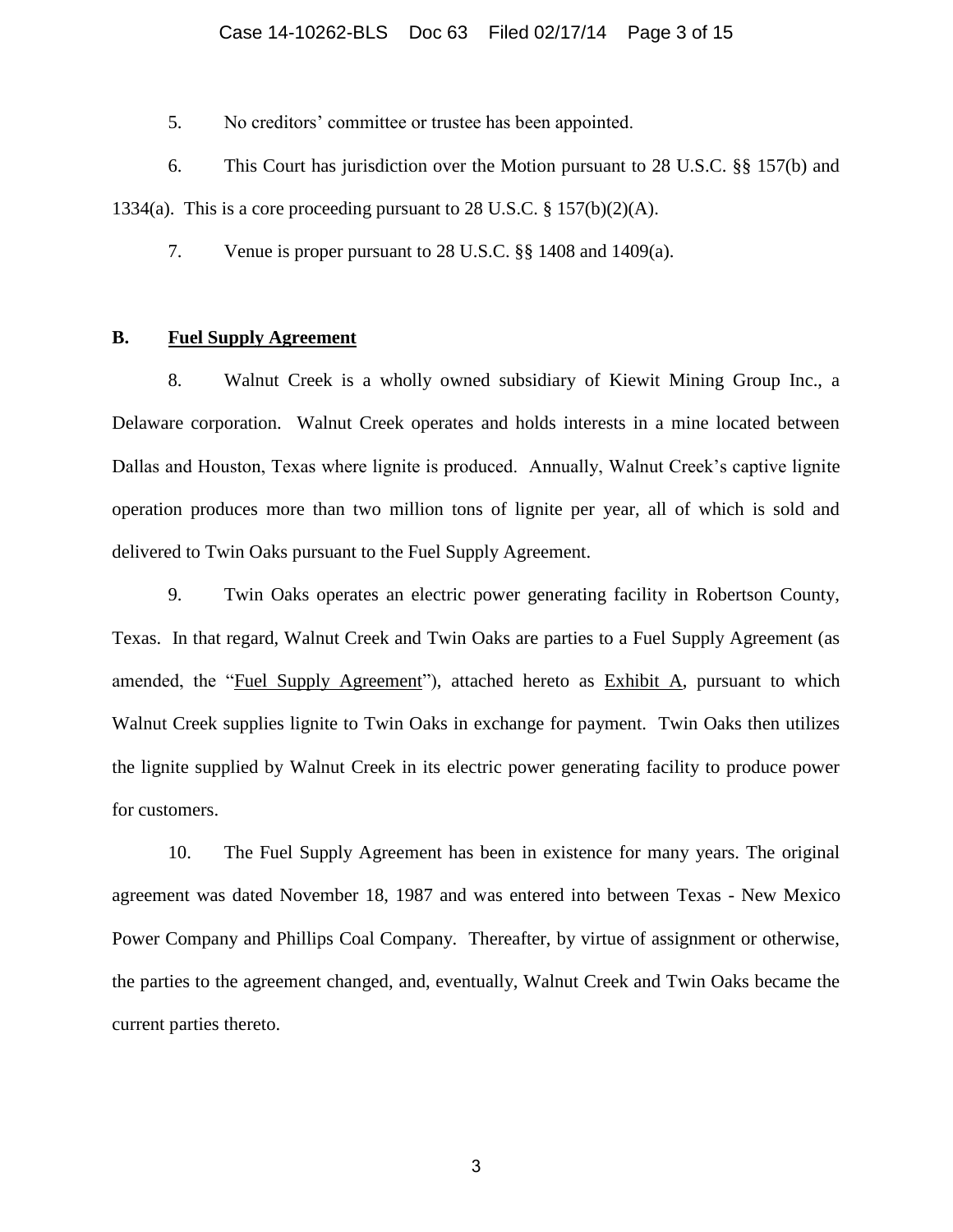5. No creditors' committee or trustee has been appointed.

6. This Court has jurisdiction over the Motion pursuant to 28 U.S.C. §§ 157(b) and 1334(a). This is a core proceeding pursuant to 28 U.S.C. § 157(b)(2)(A).

7. Venue is proper pursuant to 28 U.S.C. §§ 1408 and 1409(a).

## B. Fuel Supply Agreement

8. Walnut Creek is a wholly owned subsidiary of Kiewit Mining Group Inc., a Delaware corporation. Walnut Creek operates and holds interests in a mine located between Dallas and Houston, Texas where lignite is produced. Annually, Walnut Creek's captive lignite operation produces more than two million tons of lignite per year, all of which is sold and delivered to Twin Oaks pursuant to the Fuel Supply Agreement.

9. Twin Oaks operates an electric power generating facility in Robertson County, Texas. In that regard, Walnut Creek and Twin Oaks are parties to a Fuel Supply Agreement (as amended, the "Fuel Supply Agreement"), attached hereto as Exhibit A, pursuant to which Walnut Creek supplies lignite to Twin Oaks in exchange for payment. Twin Oaks then utilizes the lignite supplied by Walnut Creek in its electric power generating facility to produce power for customers.

10. The Fuel Supply Agreement has been in existence for many years. The original agreement was dated November 18, 1987 and was entered into between Texas - New Mexico Power Company and Phillips Coal Company. Thereafter, by virtue of assignment or otherwise, the parties to the agreement changed, and, eventually, Walnut Creek and Twin Oaks became the current parties thereto.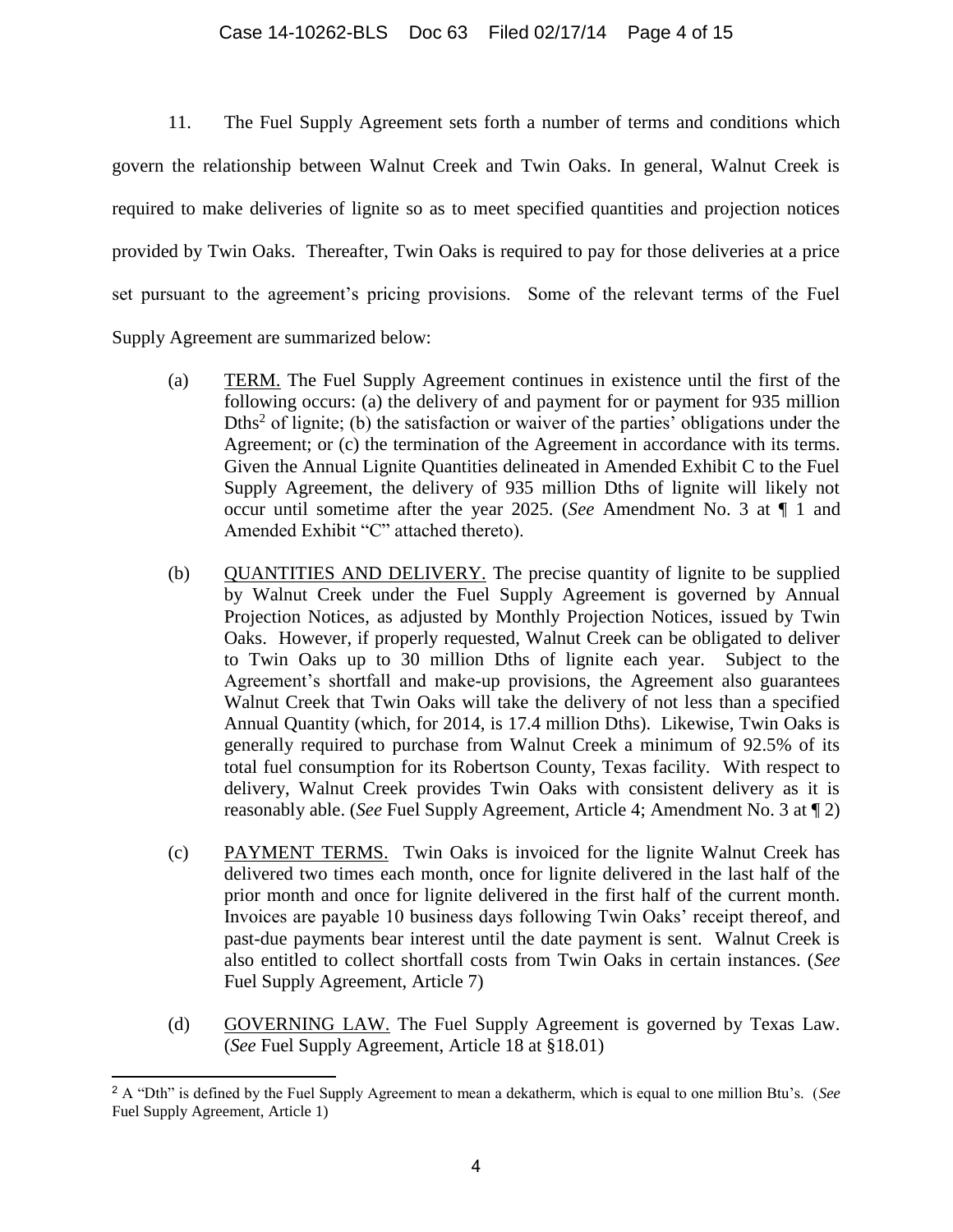11. The Fuel Supply Agreement sets forth a number of terms and conditions which govern the relationship between Walnut Creek and Twin Oaks. In general, Walnut Creek is required to make deliveries of lignite so as to meet specified quantities and projection notices provided by Twin Oaks. Thereafter, Twin Oaks is required to pay for those deliveries at a price set pursuant to the agreement's pricing provisions. Some of the relevant terms of the Fuel Supply Agreement are summarized below:

(a) <u>TERM.</u> The Fuel Supply Agreement continues in existence until the first of the following occurs: (a) the delivery of and payment for or payment for 935 million Dths[2] of lignite; (b) the satisfaction or waiver of the parties' obligations under the Agreement; or (c) the termination of the Agreement in accordance with its terms. Given the Annual Lignite Quantities delineated in Amended Exhibit C to the Fuel Supply Agreement, the delivery of 935 million Dths of lignite will likely not occur until sometime after the year 2025. (*See* Amendment No. 3 at ¶ 1 and Amended Exhibit "C" attached thereto).

(b) <u>QUANTITIES AND DELIVERY.</u> The precise quantity of lignite to be supplied by Walnut Creek under the Fuel Supply Agreement is governed by Annual Projection Notices, as adjusted by Monthly Projection Notices, issued by Twin Oaks. However, if properly requested, Walnut Creek can be obligated to deliver to Twin Oaks up to 30 million Dths of lignite each year. Subject to the Agreement's shortfall and make-up provisions, the Agreement also guarantees Walnut Creek that Twin Oaks will take the delivery of not less than a specified Annual Quantity (which, for 2014, is 17.4 million Dths). Likewise, Twin Oaks is generally required to purchase from Walnut Creek a minimum of 92.5% of its total fuel consumption for its Robertson County, Texas facility. With respect to delivery, Walnut Creek provides Twin Oaks with consistent delivery as it is reasonably able. (*See* Fuel Supply Agreement, Article 4; Amendment No. 3 at ¶ 2)

(c) <u>PAYMENT TERMS.</u> Twin Oaks is invoiced for the lignite Walnut Creek has delivered two times each month, once for lignite delivered in the last half of the prior month and once for lignite delivered in the first half of the current month. Invoices are payable 10 business days following Twin Oaks' receipt thereof, and past-due payments bear interest until the date payment is sent. Walnut Creek is also entitled to collect shortfall costs from Twin Oaks in certain instances. (*See* Fuel Supply Agreement, Article 7)

(d) <u>GOVERNING LAW.</u> The Fuel Supply Agreement is governed by Texas Law. (*See* Fuel Supply Agreement, Article 18 at §18.01)

---

[2] A "Dth" is defined by the Fuel Supply Agreement to mean a dekatherm, which is equal to one million Btu's. (*See* Fuel Supply Agreement, Article 1)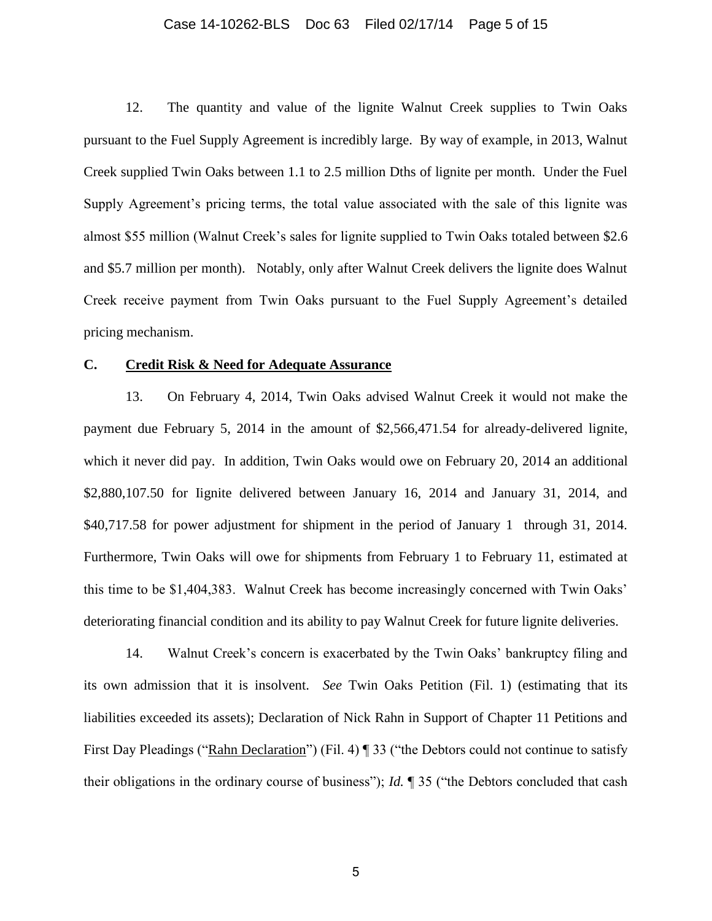12. The quantity and value of the lignite Walnut Creek supplies to Twin Oaks pursuant to the Fuel Supply Agreement is incredibly large. By way of example, in 2013, Walnut Creek supplied Twin Oaks between 1.1 to 2.5 million Dths of lignite per month. Under the Fuel Supply Agreement's pricing terms, the total value associated with the sale of this lignite was almost $55 million (Walnut Creek's sales for lignite supplied to Twin Oaks totaled between $2.6 and $5.7 million per month). Notably, only after Walnut Creek delivers the lignite does Walnut Creek receive payment from Twin Oaks pursuant to the Fuel Supply Agreement's detailed pricing mechanism.

**C. <u>Credit Risk & Need for Adequate Assurance</u>**

13. On February 4, 2014, Twin Oaks advised Walnut Creek it would not make the payment due February 5, 2014 in the amount of $2,566,471.54 for already-delivered lignite, which it never did pay. In addition, Twin Oaks would owe on February 20, 2014 an additional $2,880,107.50 for Iignite delivered between January 16, 2014 and January 31, 2014, and $40,717.58 for power adjustment for shipment in the period of January 1 through 31, 2014. Furthermore, Twin Oaks will owe for shipments from February 1 to February 11, estimated at this time to be $1,404,383. Walnut Creek has become increasingly concerned with Twin Oaks' deteriorating financial condition and its ability to pay Walnut Creek for future lignite deliveries.

14. Walnut Creek's concern is exacerbated by the Twin Oaks' bankruptcy filing and its own admission that it is insolvent. *See* Twin Oaks Petition (Fil. 1) (estimating that its liabilities exceeded its assets); Declaration of Nick Rahn in Support of Chapter 11 Petitions and First Day Pleadings ("<u>Rahn Declaration</u>") (Fil. 4) ¶ 33 ("the Debtors could not continue to satisfy their obligations in the ordinary course of business"); *Id.* ¶ 35 ("the Debtors concluded that cash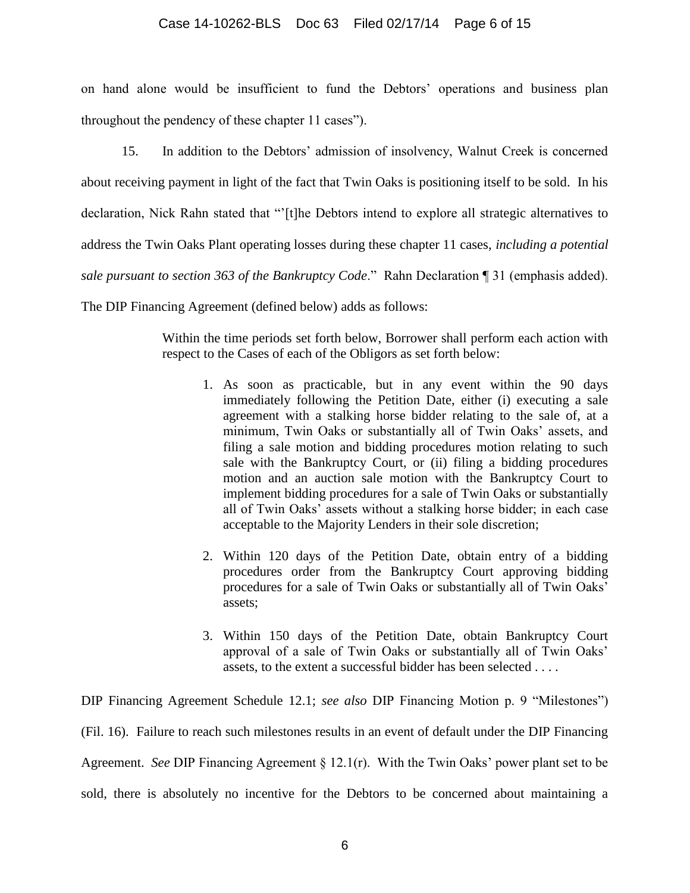on hand alone would be insufficient to fund the Debtors' operations and business plan throughout the pendency of these chapter 11 cases").

15. In addition to the Debtors' admission of insolvency, Walnut Creek is concerned about receiving payment in light of the fact that Twin Oaks is positioning itself to be sold. In his declaration, Nick Rahn stated that "'[t]he Debtors intend to explore all strategic alternatives to address the Twin Oaks Plant operating losses during these chapter 11 cases, *including a potential sale pursuant to section 363 of the Bankruptcy Code*." Rahn Declaration ¶ 31 (emphasis added). The DIP Financing Agreement (defined below) adds as follows:

> Within the time periods set forth below, Borrower shall perform each action with respect to the Cases of each of the Obligors as set forth below:
>
> 1. As soon as practicable, but in any event within the 90 days immediately following the Petition Date, either (i) executing a sale agreement with a stalking horse bidder relating to the sale of, at a minimum, Twin Oaks or substantially all of Twin Oaks' assets, and filing a sale motion and bidding procedures motion relating to such sale with the Bankruptcy Court, or (ii) filing a bidding procedures motion and an auction sale motion with the Bankruptcy Court to implement bidding procedures for a sale of Twin Oaks or substantially all of Twin Oaks' assets without a stalking horse bidder; in each case acceptable to the Majority Lenders in their sole discretion;
>
> 2. Within 120 days of the Petition Date, obtain entry of a bidding procedures order from the Bankruptcy Court approving bidding procedures for a sale of Twin Oaks or substantially all of Twin Oaks' assets;
>
> 3. Within 150 days of the Petition Date, obtain Bankruptcy Court approval of a sale of Twin Oaks or substantially all of Twin Oaks' assets, to the extent a successful bidder has been selected . . . .

DIP Financing Agreement Schedule 12.1; *see also* DIP Financing Motion p. 9 "Milestones") (Fil. 16). Failure to reach such milestones results in an event of default under the DIP Financing Agreement. *See* DIP Financing Agreement § 12.1(r). With the Twin Oaks' power plant set to be sold, there is absolutely no incentive for the Debtors to be concerned about maintaining a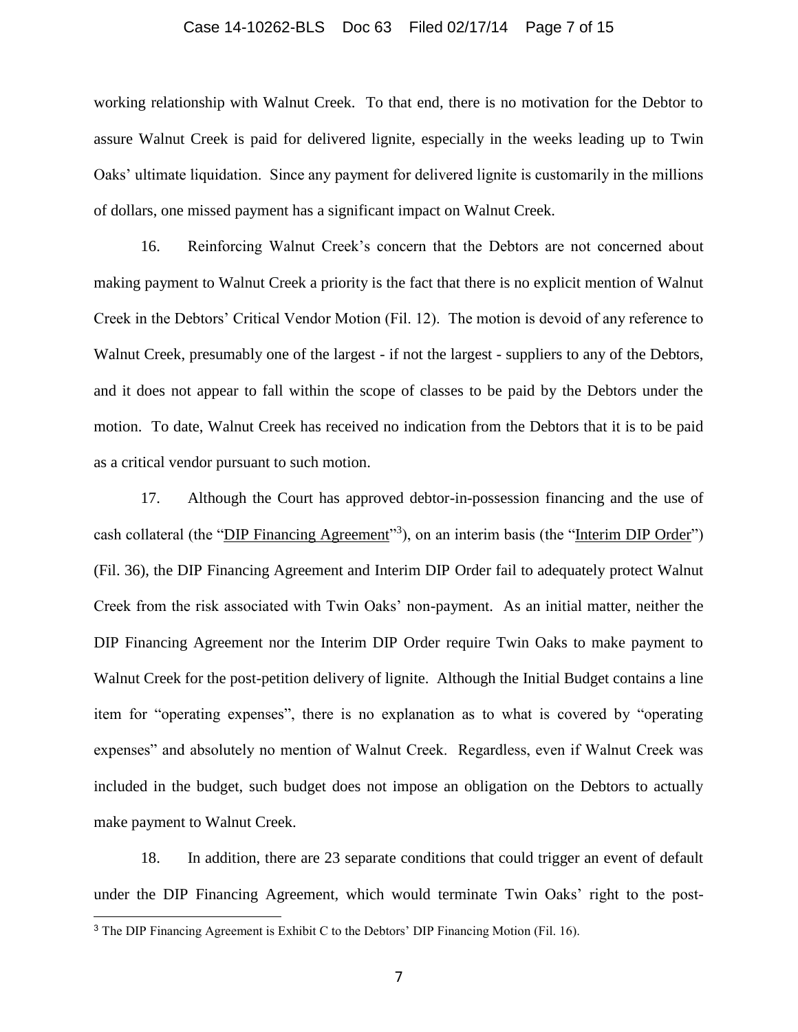working relationship with Walnut Creek. To that end, there is no motivation for the Debtor to assure Walnut Creek is paid for delivered lignite, especially in the weeks leading up to Twin Oaks' ultimate liquidation. Since any payment for delivered lignite is customarily in the millions of dollars, one missed payment has a significant impact on Walnut Creek.

16. Reinforcing Walnut Creek's concern that the Debtors are not concerned about making payment to Walnut Creek a priority is the fact that there is no explicit mention of Walnut Creek in the Debtors' Critical Vendor Motion (Fil. 12). The motion is devoid of any reference to Walnut Creek, presumably one of the largest - if not the largest - suppliers to any of the Debtors, and it does not appear to fall within the scope of classes to be paid by the Debtors under the motion. To date, Walnut Creek has received no indication from the Debtors that it is to be paid as a critical vendor pursuant to such motion.

17. Although the Court has approved debtor-in-possession financing and the use of cash collateral (the "DIP Financing Agreement"[3]), on an interim basis (the "Interim DIP Order") (Fil. 36), the DIP Financing Agreement and Interim DIP Order fail to adequately protect Walnut Creek from the risk associated with Twin Oaks' non-payment. As an initial matter, neither the DIP Financing Agreement nor the Interim DIP Order require Twin Oaks to make payment to Walnut Creek for the post-petition delivery of lignite. Although the Initial Budget contains a line item for "operating expenses", there is no explanation as to what is covered by "operating expenses" and absolutely no mention of Walnut Creek. Regardless, even if Walnut Creek was included in the budget, such budget does not impose an obligation on the Debtors to actually make payment to Walnut Creek.

18. In addition, there are 23 separate conditions that could trigger an event of default under the DIP Financing Agreement, which would terminate Twin Oaks' right to the post-

[3] The DIP Financing Agreement is Exhibit C to the Debtors' DIP Financing Motion (Fil. 16).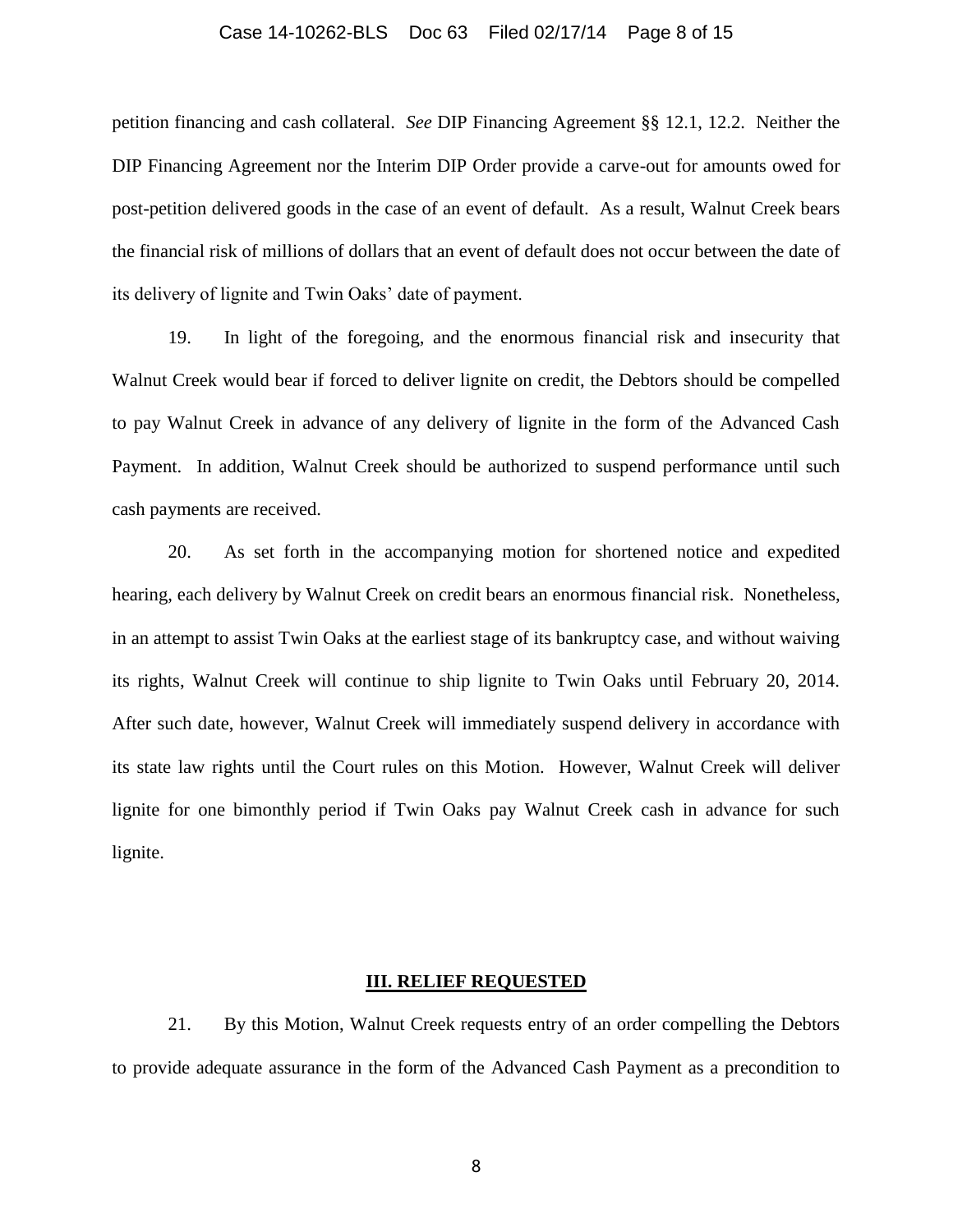petition financing and cash collateral. *See* DIP Financing Agreement §§ 12.1, 12.2. Neither the DIP Financing Agreement nor the Interim DIP Order provide a carve-out for amounts owed for post-petition delivered goods in the case of an event of default. As a result, Walnut Creek bears the financial risk of millions of dollars that an event of default does not occur between the date of its delivery of lignite and Twin Oaks' date of payment.

19. In light of the foregoing, and the enormous financial risk and insecurity that Walnut Creek would bear if forced to deliver lignite on credit, the Debtors should be compelled to pay Walnut Creek in advance of any delivery of lignite in the form of the Advanced Cash Payment. In addition, Walnut Creek should be authorized to suspend performance until such cash payments are received.

20. As set forth in the accompanying motion for shortened notice and expedited hearing, each delivery by Walnut Creek on credit bears an enormous financial risk. Nonetheless, in an attempt to assist Twin Oaks at the earliest stage of its bankruptcy case, and without waiving its rights, Walnut Creek will continue to ship lignite to Twin Oaks until February 20, 2014. After such date, however, Walnut Creek will immediately suspend delivery in accordance with its state law rights until the Court rules on this Motion. However, Walnut Creek will deliver lignite for one bimonthly period if Twin Oaks pay Walnut Creek cash in advance for such lignite.

## III. RELIEF REQUESTED

21. By this Motion, Walnut Creek requests entry of an order compelling the Debtors to provide adequate assurance in the form of the Advanced Cash Payment as a precondition to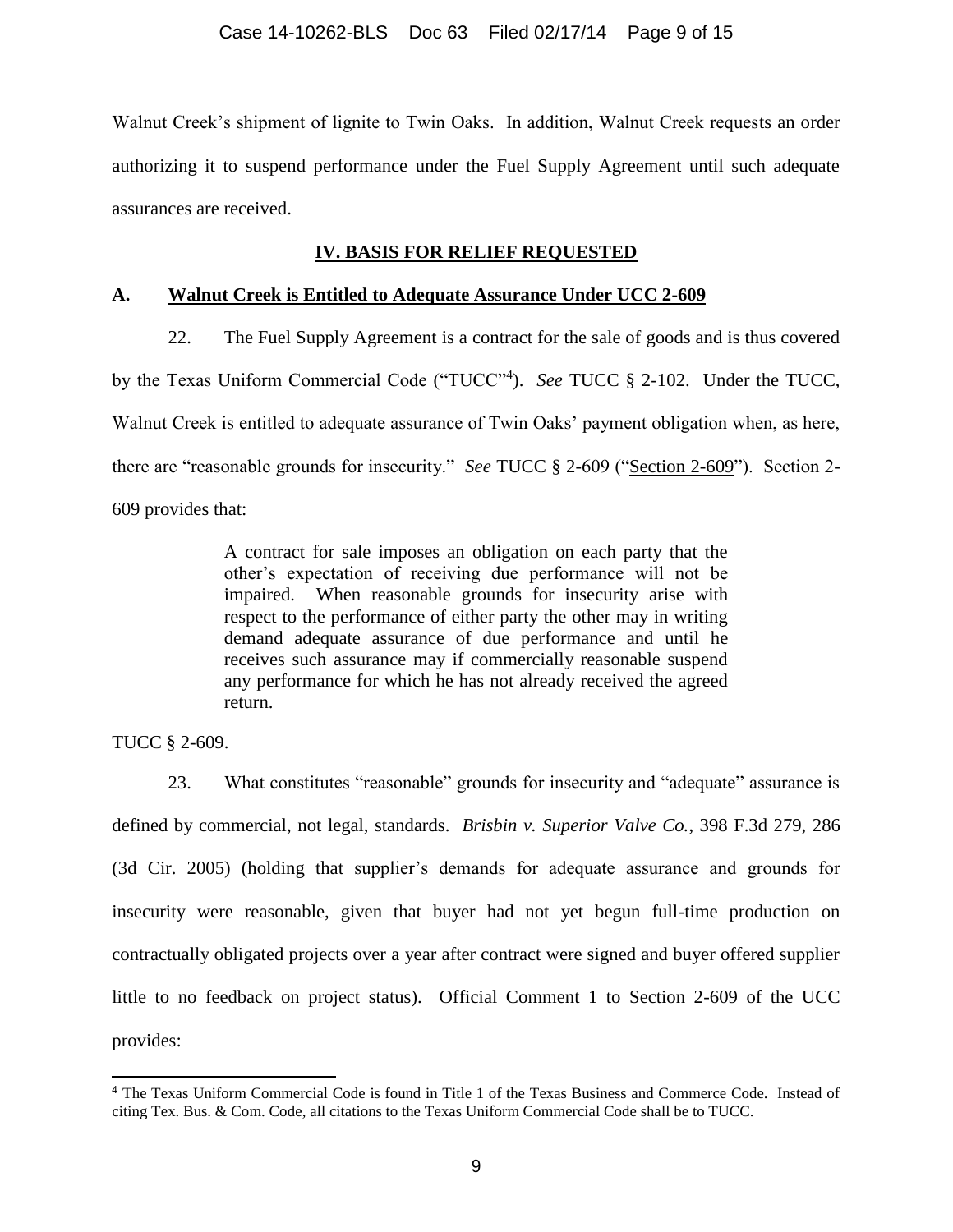Walnut Creek's shipment of lignite to Twin Oaks. In addition, Walnut Creek requests an order authorizing it to suspend performance under the Fuel Supply Agreement until such adequate assurances are received.

## IV. BASIS FOR RELIEF REQUESTED

### A. Walnut Creek is Entitled to Adequate Assurance Under UCC 2-609

22. The Fuel Supply Agreement is a contract for the sale of goods and is thus covered by the Texas Uniform Commercial Code ("TUCC"[4]). *See* TUCC § 2-102. Under the TUCC, Walnut Creek is entitled to adequate assurance of Twin Oaks' payment obligation when, as here, there are "reasonable grounds for insecurity." *See* TUCC § 2-609 ("Section 2-609"). Section 2-609 provides that:

> A contract for sale imposes an obligation on each party that the other's expectation of receiving due performance will not be impaired. When reasonable grounds for insecurity arise with respect to the performance of either party the other may in writing demand adequate assurance of due performance and until he receives such assurance may if commercially reasonable suspend any performance for which he has not already received the agreed return.

TUCC § 2-609.

23. What constitutes "reasonable" grounds for insecurity and "adequate" assurance is defined by commercial, not legal, standards. *Brisbin v. Superior Valve Co.*, 398 F.3d 279, 286 (3d Cir. 2005) (holding that supplier's demands for adequate assurance and grounds for insecurity were reasonable, given that buyer had not yet begun full-time production on contractually obligated projects over a year after contract were signed and buyer offered supplier little to no feedback on project status). Official Comment 1 to Section 2-609 of the UCC provides:

---

[4] The Texas Uniform Commercial Code is found in Title 1 of the Texas Business and Commerce Code. Instead of citing Tex. Bus. & Com. Code, all citations to the Texas Uniform Commercial Code shall be to TUCC.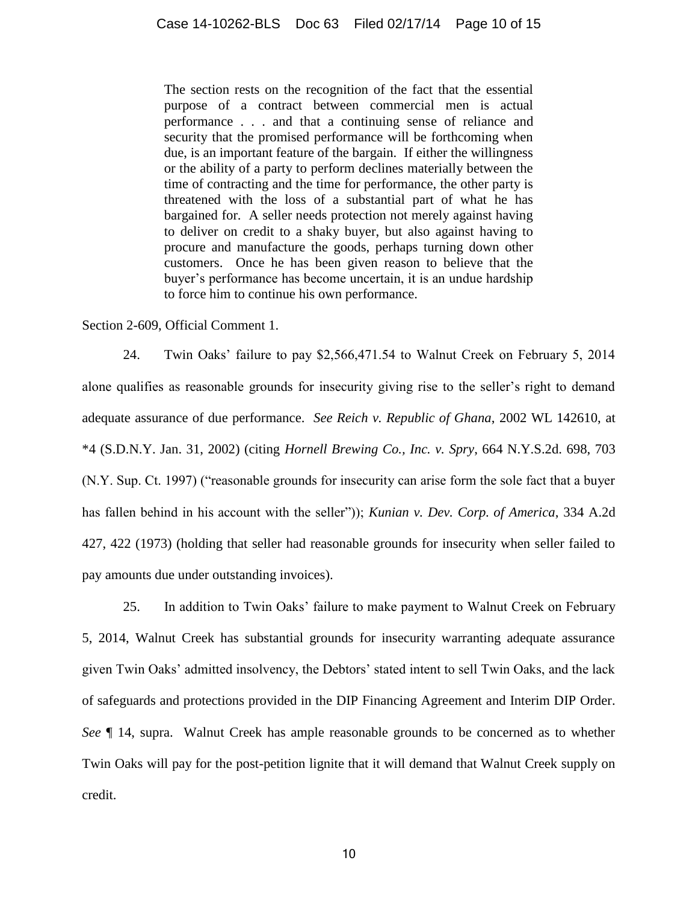> The section rests on the recognition of the fact that the essential purpose of a contract between commercial men is actual performance . . . and that a continuing sense of reliance and security that the promised performance will be forthcoming when due, is an important feature of the bargain. If either the willingness or the ability of a party to perform declines materially between the time of contracting and the time for performance, the other party is threatened with the loss of a substantial part of what he has bargained for. A seller needs protection not merely against having to deliver on credit to a shaky buyer, but also against having to procure and manufacture the goods, perhaps turning down other customers. Once he has been given reason to believe that the buyer's performance has become uncertain, it is an undue hardship to force him to continue his own performance.

Section 2-609, Official Comment 1.

24. Twin Oaks' failure to pay $2,566,471.54 to Walnut Creek on February 5, 2014 alone qualifies as reasonable grounds for insecurity giving rise to the seller's right to demand adequate assurance of due performance. *See Reich v. Republic of Ghana*, 2002 WL 142610, at *4 (S.D.N.Y. Jan. 31, 2002) (citing *Hornell Brewing Co., Inc. v. Spry*, 664 N.Y.S.2d. 698, 703 (N.Y. Sup. Ct. 1997) ("reasonable grounds for insecurity can arise form the sole fact that a buyer has fallen behind in his account with the seller")); *Kunian v. Dev. Corp. of America*, 334 A.2d 427, 422 (1973) (holding that seller had reasonable grounds for insecurity when seller failed to pay amounts due under outstanding invoices).

25. In addition to Twin Oaks' failure to make payment to Walnut Creek on February 5, 2014, Walnut Creek has substantial grounds for insecurity warranting adequate assurance given Twin Oaks' admitted insolvency, the Debtors' stated intent to sell Twin Oaks, and the lack of safeguards and protections provided in the DIP Financing Agreement and Interim DIP Order. *See* ¶ 14, supra. Walnut Creek has ample reasonable grounds to be concerned as to whether Twin Oaks will pay for the post-petition lignite that it will demand that Walnut Creek supply on credit.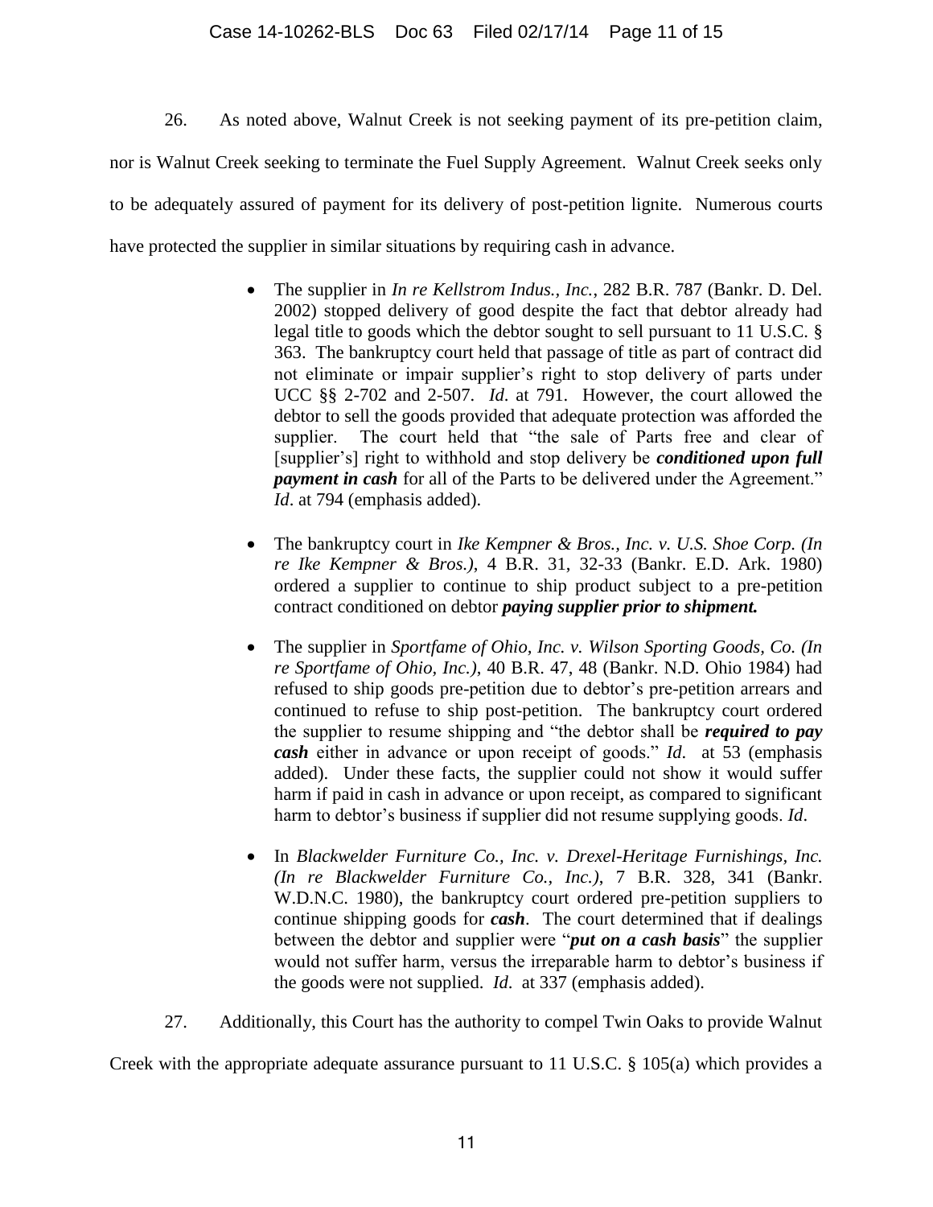26. As noted above, Walnut Creek is not seeking payment of its pre-petition claim, nor is Walnut Creek seeking to terminate the Fuel Supply Agreement. Walnut Creek seeks only to be adequately assured of payment for its delivery of post-petition lignite. Numerous courts have protected the supplier in similar situations by requiring cash in advance.

- The supplier in *In re Kellstrom Indus., Inc.*, 282 B.R. 787 (Bankr. D. Del. 2002) stopped delivery of good despite the fact that debtor already had legal title to goods which the debtor sought to sell pursuant to 11 U.S.C. § 363. The bankruptcy court held that passage of title as part of contract did not eliminate or impair supplier's right to stop delivery of parts under UCC §§ 2-702 and 2-507. *Id*. at 791. However, the court allowed the debtor to sell the goods provided that adequate protection was afforded the supplier. The court held that "the sale of Parts free and clear of [supplier's] right to withhold and stop delivery be ***conditioned upon full payment in cash*** for all of the Parts to be delivered under the Agreement." *Id*. at 794 (emphasis added).

- The bankruptcy court in *Ike Kempner & Bros., Inc. v. U.S. Shoe Corp. (In re Ike Kempner & Bros.)*, 4 B.R. 31, 32-33 (Bankr. E.D. Ark. 1980) ordered a supplier to continue to ship product subject to a pre-petition contract conditioned on debtor ***paying supplier prior to shipment.***

- The supplier in *Sportfame of Ohio, Inc. v. Wilson Sporting Goods, Co. (In re Sportfame of Ohio, Inc.)*, 40 B.R. 47, 48 (Bankr. N.D. Ohio 1984) had refused to ship goods pre-petition due to debtor's pre-petition arrears and continued to refuse to ship post-petition. The bankruptcy court ordered the supplier to resume shipping and "the debtor shall be ***required to pay cash*** either in advance or upon receipt of goods." *Id*. at 53 (emphasis added). Under these facts, the supplier could not show it would suffer harm if paid in cash in advance or upon receipt, as compared to significant harm to debtor's business if supplier did not resume supplying goods. *Id*.

- In *Blackwelder Furniture Co., Inc. v. Drexel-Heritage Furnishings, Inc. (In re Blackwelder Furniture Co., Inc.)*, 7 B.R. 328, 341 (Bankr. W.D.N.C. 1980), the bankruptcy court ordered pre-petition suppliers to continue shipping goods for ***cash***. The court determined that if dealings between the debtor and supplier were "***put on a cash basis***" the supplier would not suffer harm, versus the irreparable harm to debtor's business if the goods were not supplied. *Id*. at 337 (emphasis added).

27. Additionally, this Court has the authority to compel Twin Oaks to provide Walnut Creek with the appropriate adequate assurance pursuant to 11 U.S.C. § 105(a) which provides a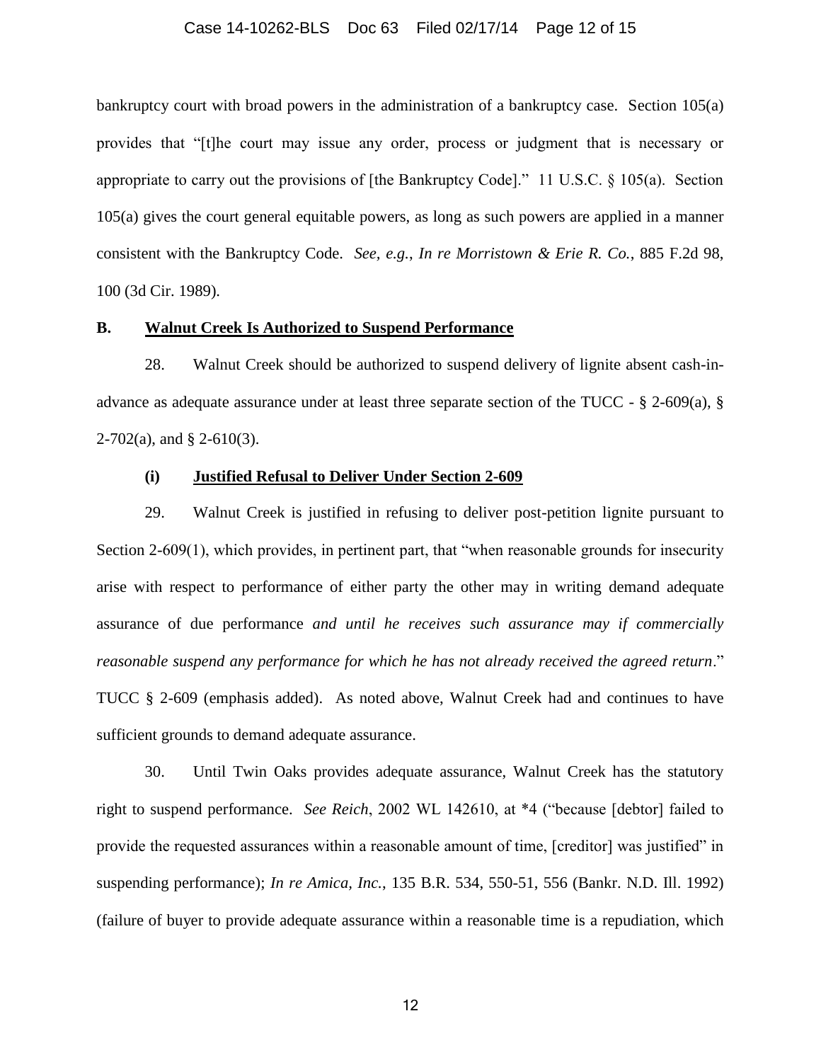bankruptcy court with broad powers in the administration of a bankruptcy case. Section 105(a) provides that "[t]he court may issue any order, process or judgment that is necessary or appropriate to carry out the provisions of [the Bankruptcy Code]." 11 U.S.C. § 105(a). Section 105(a) gives the court general equitable powers, as long as such powers are applied in a manner consistent with the Bankruptcy Code. *See, e.g.*, *In re Morristown & Erie R. Co.*, 885 F.2d 98, 100 (3d Cir. 1989).

**B. <u>Walnut Creek Is Authorized to Suspend Performance</u>**

28. Walnut Creek should be authorized to suspend delivery of lignite absent cash-in-advance as adequate assurance under at least three separate section of the TUCC - § 2-609(a), § 2-702(a), and § 2-610(3).

**(i) <u>Justified Refusal to Deliver Under Section 2-609</u>**

29. Walnut Creek is justified in refusing to deliver post-petition lignite pursuant to Section 2-609(1), which provides, in pertinent part, that "when reasonable grounds for insecurity arise with respect to performance of either party the other may in writing demand adequate assurance of due performance *and until he receives such assurance may if commercially reasonable suspend any performance for which he has not already received the agreed return*." TUCC § 2-609 (emphasis added). As noted above, Walnut Creek had and continues to have sufficient grounds to demand adequate assurance.

30. Until Twin Oaks provides adequate assurance, Walnut Creek has the statutory right to suspend performance. *See Reich*, 2002 WL 142610, at *4 ("because [debtor] failed to provide the requested assurances within a reasonable amount of time, [creditor] was justified" in suspending performance); *In re Amica, Inc.*, 135 B.R. 534, 550-51, 556 (Bankr. N.D. Ill. 1992) (failure of buyer to provide adequate assurance within a reasonable time is a repudiation, which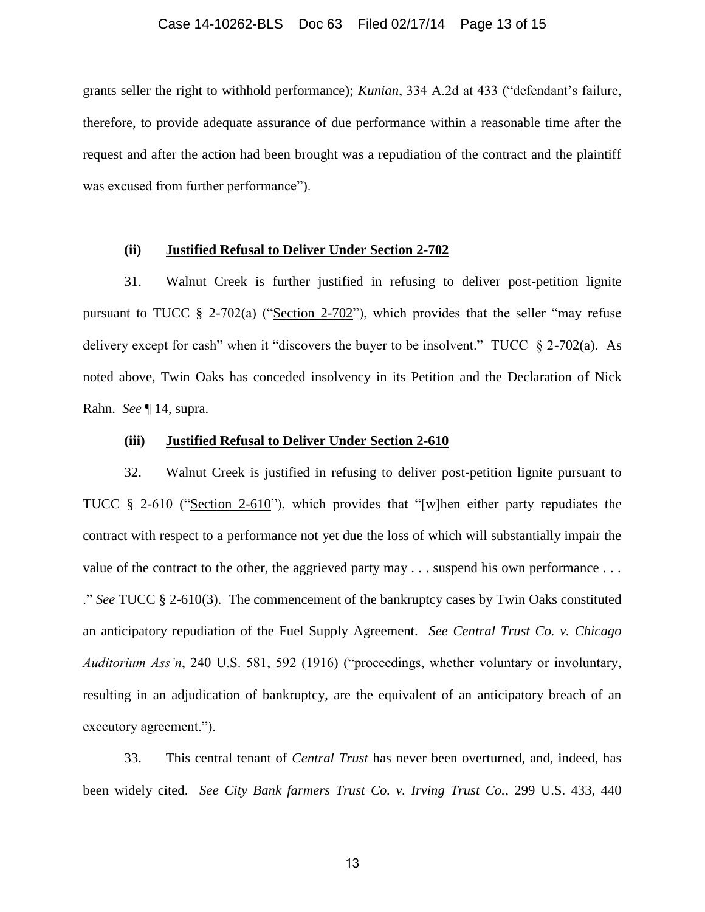grants seller the right to withhold performance); *Kunian*, 334 A.2d at 433 ("defendant's failure, therefore, to provide adequate assurance of due performance within a reasonable time after the request and after the action had been brought was a repudiation of the contract and the plaintiff was excused from further performance").

**(ii) <u>Justified Refusal to Deliver Under Section 2-702</u>**

31. Walnut Creek is further justified in refusing to deliver post-petition lignite pursuant to TUCC § 2-702(a) ("<u>Section 2-702</u>"), which provides that the seller "may refuse delivery except for cash" when it "discovers the buyer to be insolvent." TUCC § 2-702(a). As noted above, Twin Oaks has conceded insolvency in its Petition and the Declaration of Nick Rahn. *See* ¶ 14, supra.

**(iii) <u>Justified Refusal to Deliver Under Section 2-610</u>**

32. Walnut Creek is justified in refusing to deliver post-petition lignite pursuant to TUCC § 2-610 ("<u>Section 2-610</u>"), which provides that "[w]hen either party repudiates the contract with respect to a performance not yet due the loss of which will substantially impair the value of the contract to the other, the aggrieved party may . . . suspend his own performance . . . ." *See* TUCC § 2-610(3). The commencement of the bankruptcy cases by Twin Oaks constituted an anticipatory repudiation of the Fuel Supply Agreement. *See Central Trust Co. v. Chicago Auditorium Ass'n*, 240 U.S. 581, 592 (1916) ("proceedings, whether voluntary or involuntary, resulting in an adjudication of bankruptcy, are the equivalent of an anticipatory breach of an executory agreement.").

33. This central tenant of *Central Trust* has never been overturned, and, indeed, has been widely cited. *See City Bank farmers Trust Co. v. Irving Trust Co.*, 299 U.S. 433, 440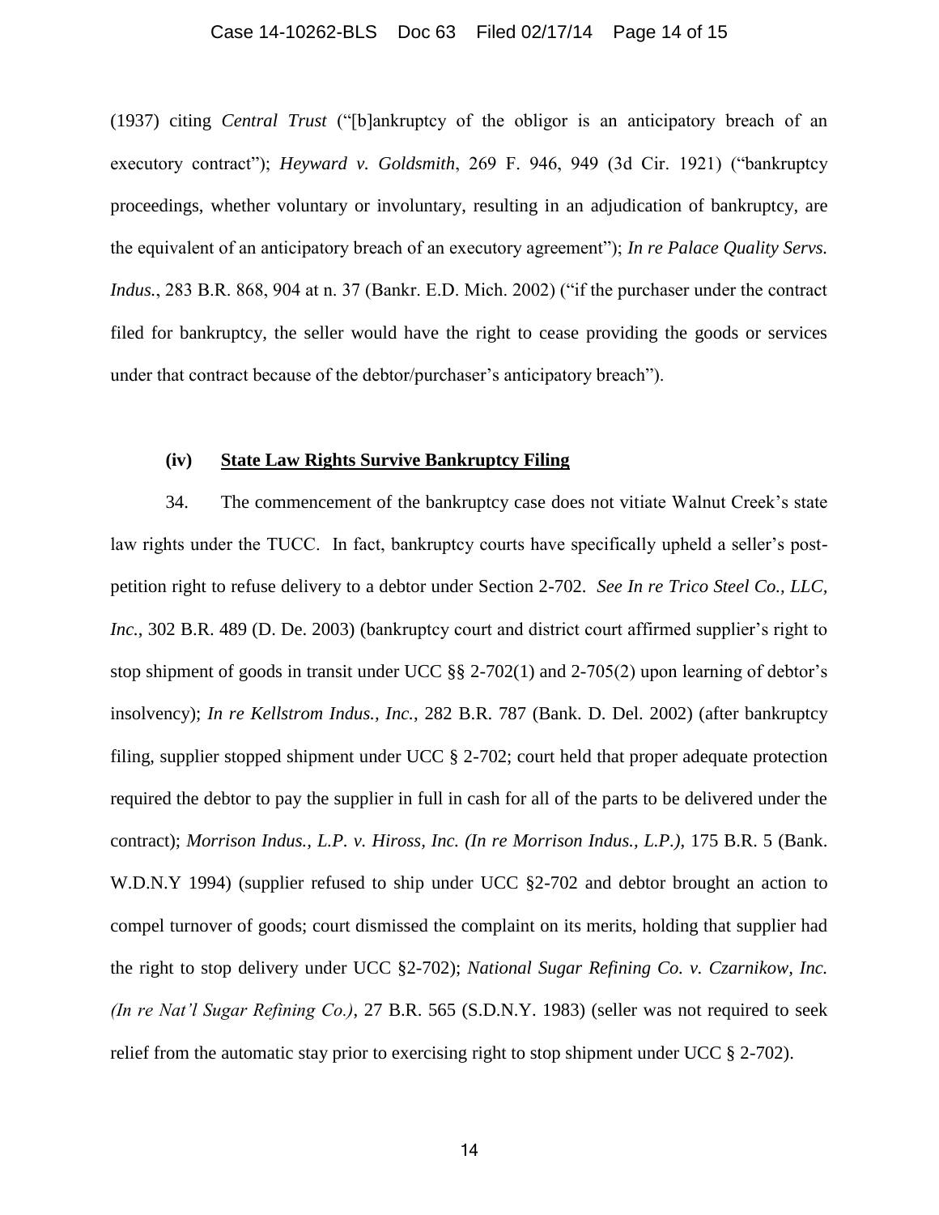(1937) citing *Central Trust* ("[b]ankruptcy of the obligor is an anticipatory breach of an executory contract"); *Heyward v. Goldsmith*, 269 F. 946, 949 (3d Cir. 1921) ("bankruptcy proceedings, whether voluntary or involuntary, resulting in an adjudication of bankruptcy, are the equivalent of an anticipatory breach of an executory agreement"); *In re Palace Quality Servs. Indus.*, 283 B.R. 868, 904 at n. 37 (Bankr. E.D. Mich. 2002) ("if the purchaser under the contract filed for bankruptcy, the seller would have the right to cease providing the goods or services under that contract because of the debtor/purchaser's anticipatory breach").

**(iv) <u>State Law Rights Survive Bankruptcy Filing</u>**

34. The commencement of the bankruptcy case does not vitiate Walnut Creek's state law rights under the TUCC. In fact, bankruptcy courts have specifically upheld a seller's post-petition right to refuse delivery to a debtor under Section 2-702. *See In re Trico Steel Co., LLC, Inc.*, 302 B.R. 489 (D. De. 2003) (bankruptcy court and district court affirmed supplier's right to stop shipment of goods in transit under UCC §§ 2-702(1) and 2-705(2) upon learning of debtor's insolvency); *In re Kellstrom Indus., Inc.*, 282 B.R. 787 (Bank. D. Del. 2002) (after bankruptcy filing, supplier stopped shipment under UCC § 2-702; court held that proper adequate protection required the debtor to pay the supplier in full in cash for all of the parts to be delivered under the contract); *Morrison Indus., L.P. v. Hiross, Inc. (In re Morrison Indus., L.P.)*, 175 B.R. 5 (Bank. W.D.N.Y 1994) (supplier refused to ship under UCC §2-702 and debtor brought an action to compel turnover of goods; court dismissed the complaint on its merits, holding that supplier had the right to stop delivery under UCC §2-702); *National Sugar Refining Co. v. Czarnikow, Inc. (In re Nat'l Sugar Refining Co.)*, 27 B.R. 565 (S.D.N.Y. 1983) (seller was not required to seek relief from the automatic stay prior to exercising right to stop shipment under UCC § 2-702).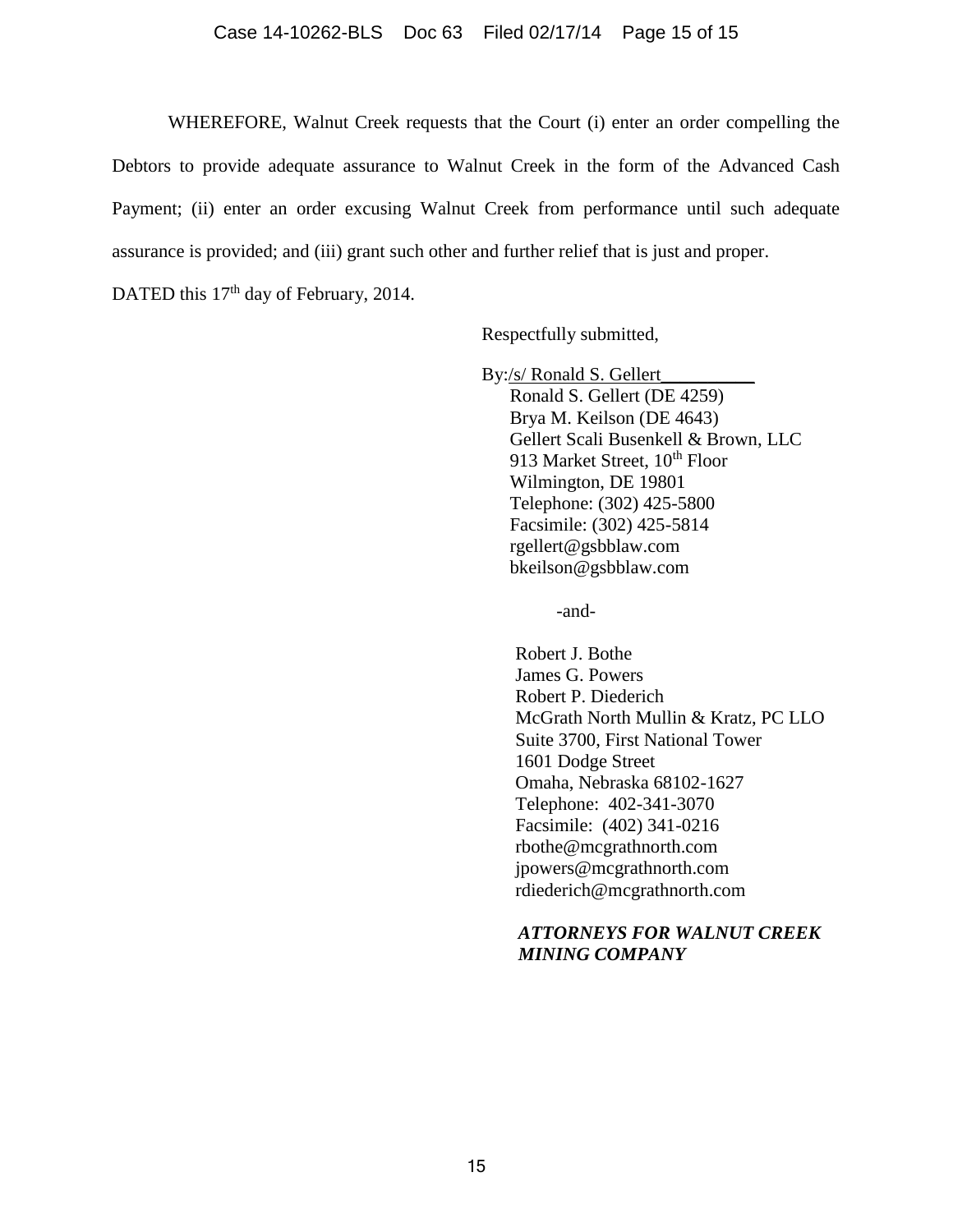WHEREFORE, Walnut Creek requests that the Court (i) enter an order compelling the Debtors to provide adequate assurance to Walnut Creek in the form of the Advanced Cash Payment; (ii) enter an order excusing Walnut Creek from performance until such adequate assurance is provided; and (iii) grant such other and further relief that is just and proper.

DATED this 17th day of February, 2014.

Respectfully submitted,

By:/s/ Ronald S. Gellert  
Ronald S. Gellert (DE 4259)  
Brya M. Keilson (DE 4643)  
Gellert Scali Busenkell & Brown, LLC  
913 Market Street, 10th Floor  
Wilmington, DE 19801  
Telephone: (302) 425-5800  
Facsimile: (302) 425-5814  
rgellert@gsbblaw.com  
bkeilson@gsbblaw.com

-and-

Robert J. Bothe  
James G. Powers  
Robert P. Diederich  
McGrath North Mullin & Kratz, PC LLO  
Suite 3700, First National Tower  
1601 Dodge Street  
Omaha, Nebraska 68102-1627  
Telephone: 402-341-3070  
Facsimile: (402) 341-0216  
rbothe@mcgrathnorth.com  
jpowers@mcgrathnorth.com  
rdiederich@mcgrathnorth.com

***ATTORNEYS FOR WALNUT CREEK MINING COMPANY***